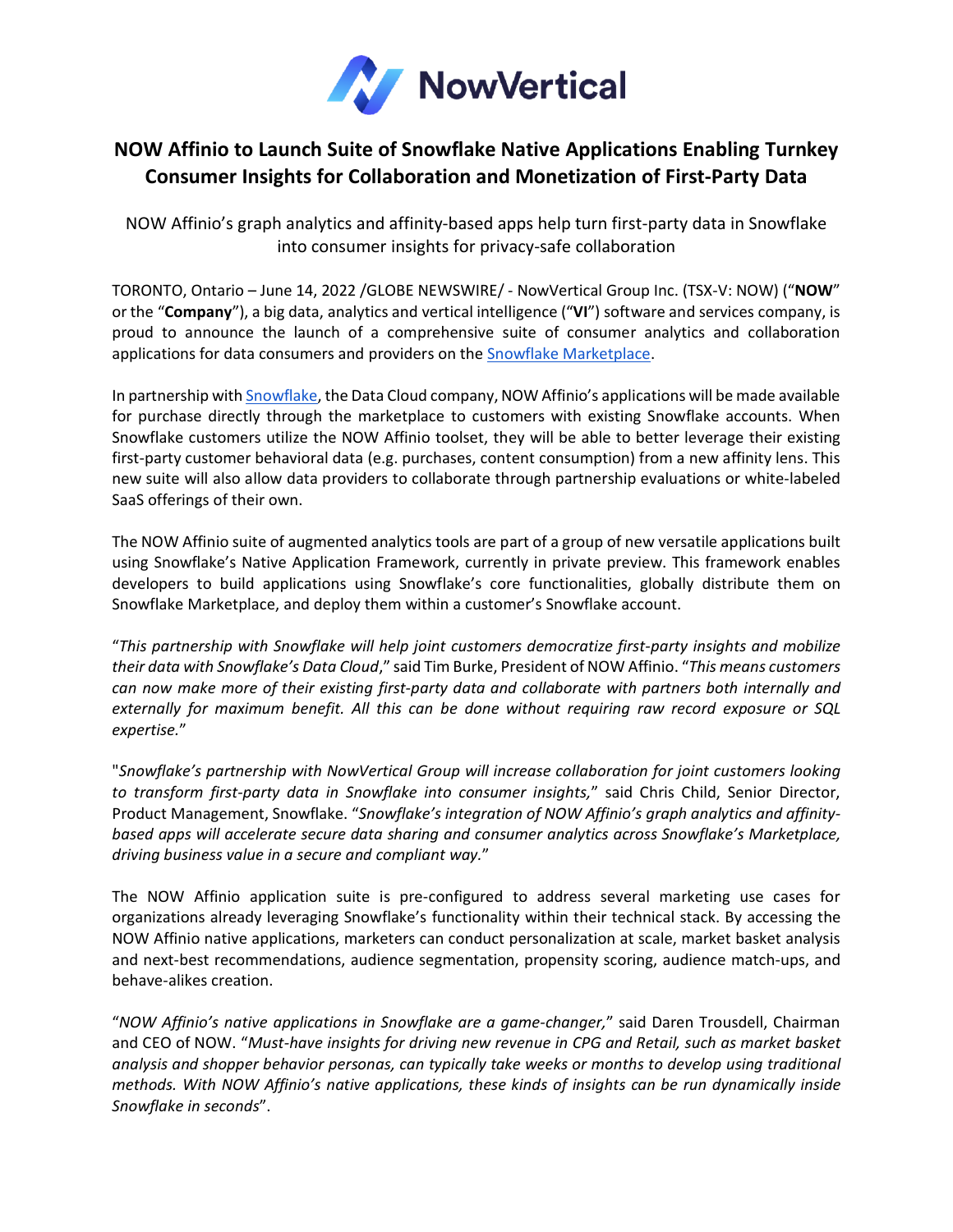# NOW Affinio to Launch Suite of Snowflake Native Applications Enabling Turnkey Consumer Insights for Collaboration and Monetization of First-Party Data

NOW Affinio's graph analytics and affinity-based apps help turn first-party data in Snowflake into consumer insights for privacy-safe collaboration

TORONTO, Ontario – June 14, 2022 /GLOBE NEWSWIRE/ - NowVertical Group Inc. (TSX-V: NOW) ("**NOW**" or the "**Company**"), a big data, analytics and vertical intelligence ("**VI**") software and services company, is proud to announce the launch of a comprehensive suite of consumer analytics and collaboration applications for data consumers and providers on the Snowflake Marketplace.

In partnership with Snowflake, the Data Cloud company, NOW Affinio's applications will be made available for purchase directly through the marketplace to customers with existing Snowflake accounts. When Snowflake customers utilize the NOW Affinio toolset, they will be able to better leverage their existing first-party customer behavioral data (e.g. purchases, content consumption) from a new affinity lens. This new suite will also allow data providers to collaborate through partnership evaluations or white-labeled SaaS offerings of their own.

The NOW Affinio suite of augmented analytics tools are part of a group of new versatile applications built using Snowflake's Native Application Framework, currently in private preview. This framework enables developers to build applications using Snowflake's core functionalities, globally distribute them on Snowflake Marketplace, and deploy them within a customer's Snowflake account.

"*This partnership with Snowflake will help joint customers democratize first-party insights and mobilize their data with Snowflake's Data Cloud*," said Tim Burke, President of NOW Affinio. "*This means customers can now make more of their existing first-party data and collaborate with partners both internally and externally for maximum benefit. All this can be done without requiring raw record exposure or SQL expertise.*"

"*Snowflake's partnership with NowVertical Group will increase collaboration for joint customers looking to transform first-party data in Snowflake into consumer insights,*" said Chris Child, Senior Director, Product Management, Snowflake. "*Snowflake's integration of NOW Affinio's graph analytics and affinity-based apps will accelerate secure data sharing and consumer analytics across Snowflake's Marketplace, driving business value in a secure and compliant way.*"

The NOW Affinio application suite is pre-configured to address several marketing use cases for organizations already leveraging Snowflake's functionality within their technical stack. By accessing the NOW Affinio native applications, marketers can conduct personalization at scale, market basket analysis and next-best recommendations, audience segmentation, propensity scoring, audience match-ups, and behave-alikes creation.

"*NOW Affinio's native applications in Snowflake are a game-changer,*" said Daren Trousdell, Chairman and CEO of NOW. "*Must-have insights for driving new revenue in CPG and Retail, such as market basket analysis and shopper behavior personas, can typically take weeks or months to develop using traditional methods. With NOW Affinio's native applications, these kinds of insights can be run dynamically inside Snowflake in seconds*".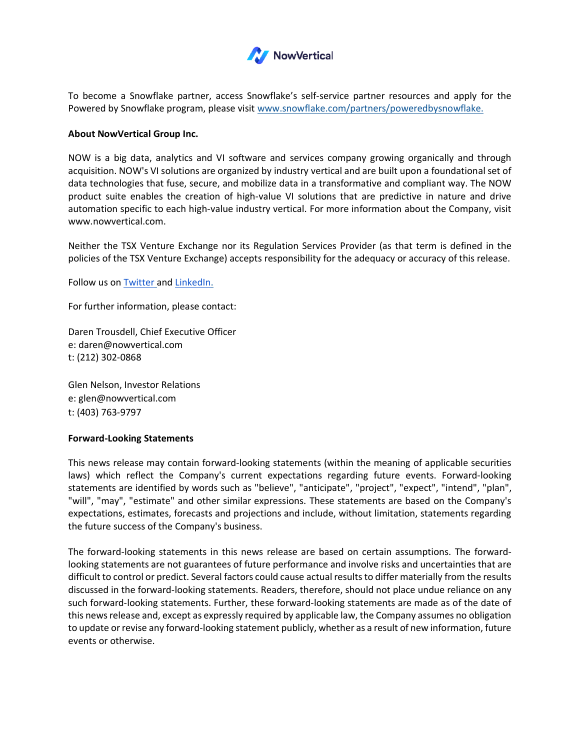To become a Snowflake partner, access Snowflake's self-service partner resources and apply for the Powered by Snowflake program, please visit [www.snowflake.com/partners/poweredbysnowflake.](http://www.snowflake.com/partners/poweredbysnowflake)

**About NowVertical Group Inc.**

NOW is a big data, analytics and VI software and services company growing organically and through acquisition. NOW's VI solutions are organized by industry vertical and are built upon a foundational set of data technologies that fuse, secure, and mobilize data in a transformative and compliant way. The NOW product suite enables the creation of high-value VI solutions that are predictive in nature and drive automation specific to each high-value industry vertical. For more information about the Company, visit www.nowvertical.com.

Neither the TSX Venture Exchange nor its Regulation Services Provider (as that term is defined in the policies of the TSX Venture Exchange) accepts responsibility for the adequacy or accuracy of this release.

Follow us on Twitter and LinkedIn.

For further information, please contact:

Daren Trousdell, Chief Executive Officer
e: daren@nowvertical.com
t: (212) 302-0868

Glen Nelson, Investor Relations
e: glen@nowvertical.com
t: (403) 763-9797

**Forward-Looking Statements**

This news release may contain forward-looking statements (within the meaning of applicable securities laws) which reflect the Company's current expectations regarding future events. Forward-looking statements are identified by words such as "believe", "anticipate", "project", "expect", "intend", "plan", "will", "may", "estimate" and other similar expressions. These statements are based on the Company's expectations, estimates, forecasts and projections and include, without limitation, statements regarding the future success of the Company's business.

The forward-looking statements in this news release are based on certain assumptions. The forward-looking statements are not guarantees of future performance and involve risks and uncertainties that are difficult to control or predict. Several factors could cause actual results to differ materially from the results discussed in the forward-looking statements. Readers, therefore, should not place undue reliance on any such forward-looking statements. Further, these forward-looking statements are made as of the date of this news release and, except as expressly required by applicable law, the Company assumes no obligation to update or revise any forward-looking statement publicly, whether as a result of new information, future events or otherwise.